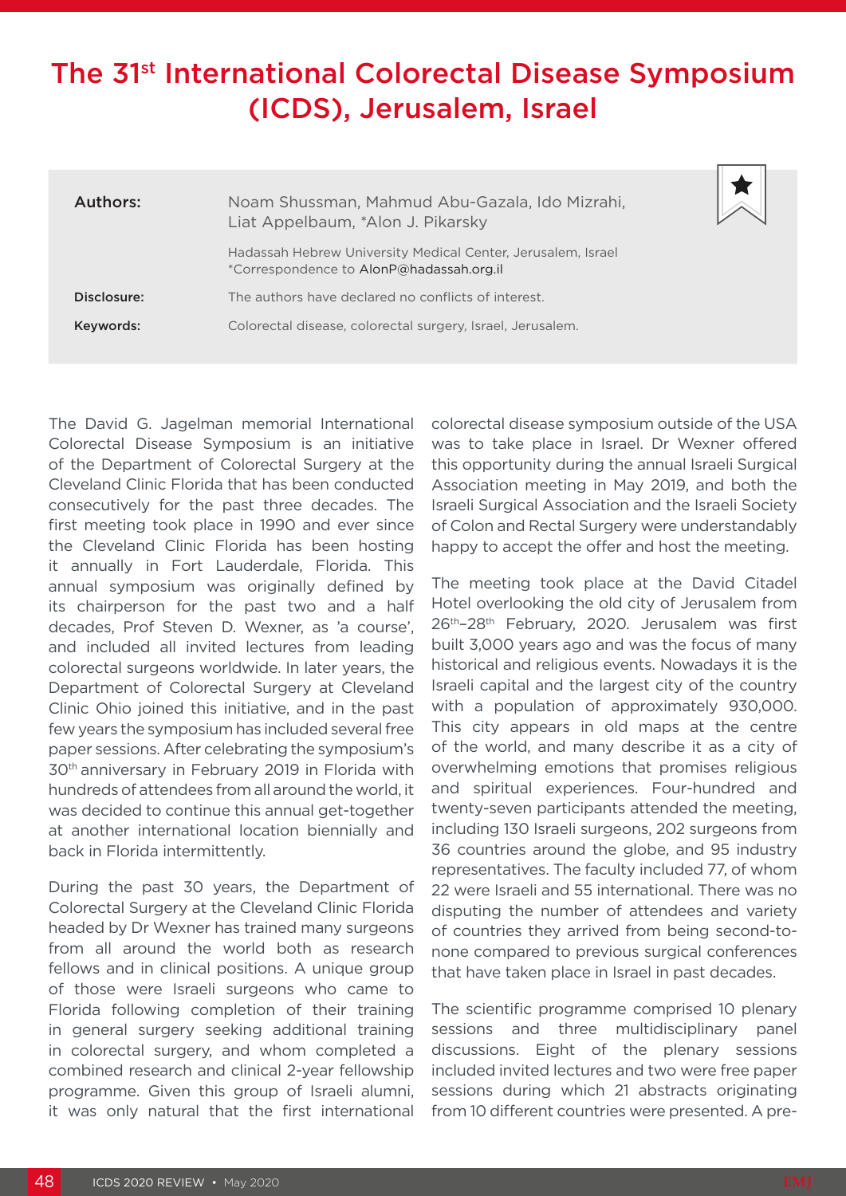# The 31st International Colorectal Disease Symposium (ICDS), Jerusalem, Israel

**Authors:** Noam Shussman, Mahmud Abu-Gazala, Ido Mizrahi, Liat Appelbaum, *Alon J. Pikarsky

Hadassah Hebrew University Medical Center, Jerusalem, Israel
*Correspondence to AlonP@hadassah.org.il

**Disclosure:** The authors have declared no conflicts of interest.

**Keywords:** Colorectal disease, colorectal surgery, Israel, Jerusalem.

The David G. Jagelman memorial International Colorectal Disease Symposium is an initiative of the Department of Colorectal Surgery at the Cleveland Clinic Florida that has been conducted consecutively for the past three decades. The first meeting took place in 1990 and ever since the Cleveland Clinic Florida has been hosting it annually in Fort Lauderdale, Florida. This annual symposium was originally defined by its chairperson for the past two and a half decades, Prof Steven D. Wexner, as 'a course', and included all invited lectures from leading colorectal surgeons worldwide. In later years, the Department of Colorectal Surgery at Cleveland Clinic Ohio joined this initiative, and in the past few years the symposium has included several free paper sessions. After celebrating the symposium's 30th anniversary in February 2019 in Florida with hundreds of attendees from all around the world, it was decided to continue this annual get-together at another international location biennially and back in Florida intermittently.

During the past 30 years, the Department of Colorectal Surgery at the Cleveland Clinic Florida headed by Dr Wexner has trained many surgeons from all around the world both as research fellows and in clinical positions. A unique group of those were Israeli surgeons who came to Florida following completion of their training in general surgery seeking additional training in colorectal surgery, and whom completed a combined research and clinical 2-year fellowship programme. Given this group of Israeli alumni, it was only natural that the first international colorectal disease symposium outside of the USA was to take place in Israel. Dr Wexner offered this opportunity during the annual Israeli Surgical Association meeting in May 2019, and both the Israeli Surgical Association and the Israeli Society of Colon and Rectal Surgery were understandably happy to accept the offer and host the meeting.

The meeting took place at the David Citadel Hotel overlooking the old city of Jerusalem from 26th–28th February, 2020. Jerusalem was first built 3,000 years ago and was the focus of many historical and religious events. Nowadays it is the Israeli capital and the largest city of the country with a population of approximately 930,000. This city appears in old maps at the centre of the world, and many describe it as a city of overwhelming emotions that promises religious and spiritual experiences. Four-hundred and twenty-seven participants attended the meeting, including 130 Israeli surgeons, 202 surgeons from 36 countries around the globe, and 95 industry representatives. The faculty included 77, of whom 22 were Israeli and 55 international. There was no disputing the number of attendees and variety of countries they arrived from being second-to-none compared to previous surgical conferences that have taken place in Israel in past decades.

The scientific programme comprised 10 plenary sessions and three multidisciplinary panel discussions. Eight of the plenary sessions included invited lectures and two were free paper sessions during which 21 abstracts originating from 10 different countries were presented. A pre-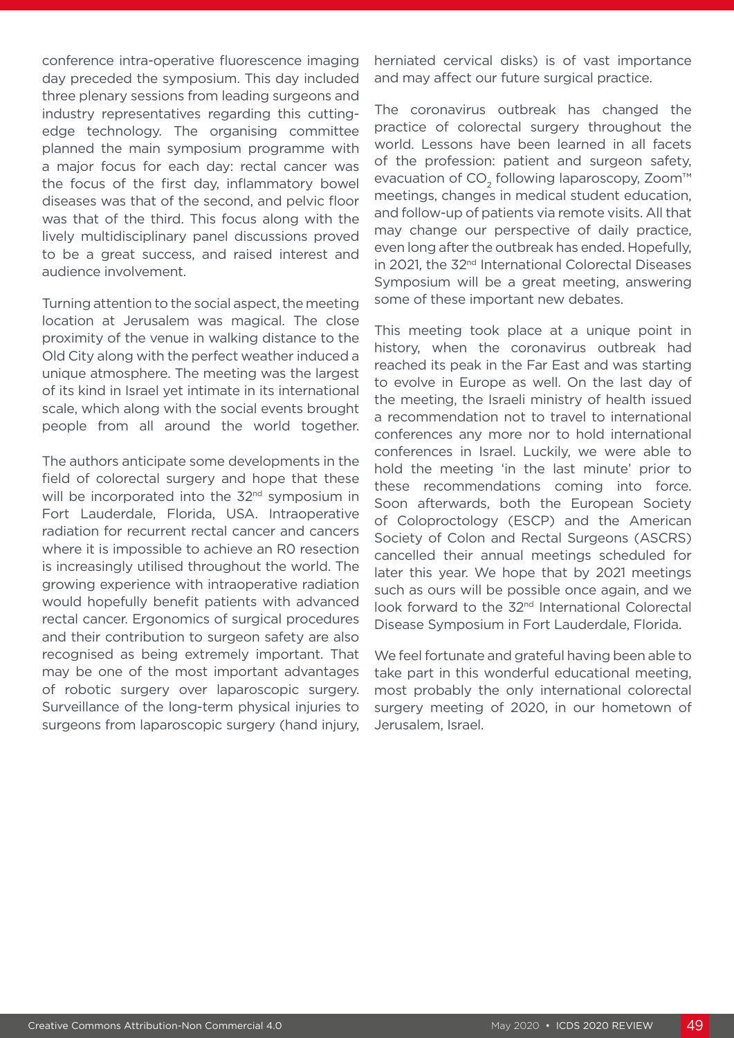conference intra-operative fluorescence imaging day preceded the symposium. This day included three plenary sessions from leading surgeons and industry representatives regarding this cutting-edge technology. The organising committee planned the main symposium programme with a major focus for each day: rectal cancer was the focus of the first day, inflammatory bowel diseases was that of the second, and pelvic floor was that of the third. This focus along with the lively multidisciplinary panel discussions proved to be a great success, and raised interest and audience involvement.

Turning attention to the social aspect, the meeting location at Jerusalem was magical. The close proximity of the venue in walking distance to the Old City along with the perfect weather induced a unique atmosphere. The meeting was the largest of its kind in Israel yet intimate in its international scale, which along with the social events brought people from all around the world together.

The authors anticipate some developments in the field of colorectal surgery and hope that these will be incorporated into the 32nd symposium in Fort Lauderdale, Florida, USA. Intraoperative radiation for recurrent rectal cancer and cancers where it is impossible to achieve an R0 resection is increasingly utilised throughout the world. The growing experience with intraoperative radiation would hopefully benefit patients with advanced rectal cancer. Ergonomics of surgical procedures and their contribution to surgeon safety are also recognised as being extremely important. That may be one of the most important advantages of robotic surgery over laparoscopic surgery. Surveillance of the long-term physical injuries to surgeons from laparoscopic surgery (hand injury, herniated cervical disks) is of vast importance and may affect our future surgical practice.

The coronavirus outbreak has changed the practice of colorectal surgery throughout the world. Lessons have been learned in all facets of the profession: patient and surgeon safety, evacuation of $CO_2$ following laparoscopy, Zoom™ meetings, changes in medical student education, and follow-up of patients via remote visits. All that may change our perspective of daily practice, even long after the outbreak has ended. Hopefully, in 2021, the 32nd International Colorectal Diseases Symposium will be a great meeting, answering some of these important new debates.

This meeting took place at a unique point in history, when the coronavirus outbreak had reached its peak in the Far East and was starting to evolve in Europe as well. On the last day of the meeting, the Israeli ministry of health issued a recommendation not to travel to international conferences any more nor to hold international conferences in Israel. Luckily, we were able to hold the meeting 'in the last minute' prior to these recommendations coming into force. Soon afterwards, both the European Society of Coloproctology (ESCP) and the American Society of Colon and Rectal Surgeons (ASCRS) cancelled their annual meetings scheduled for later this year. We hope that by 2021 meetings such as ours will be possible once again, and we look forward to the 32nd International Colorectal Disease Symposium in Fort Lauderdale, Florida.

We feel fortunate and grateful having been able to take part in this wonderful educational meeting, most probably the only international colorectal surgery meeting of 2020, in our hometown of Jerusalem, Israel.